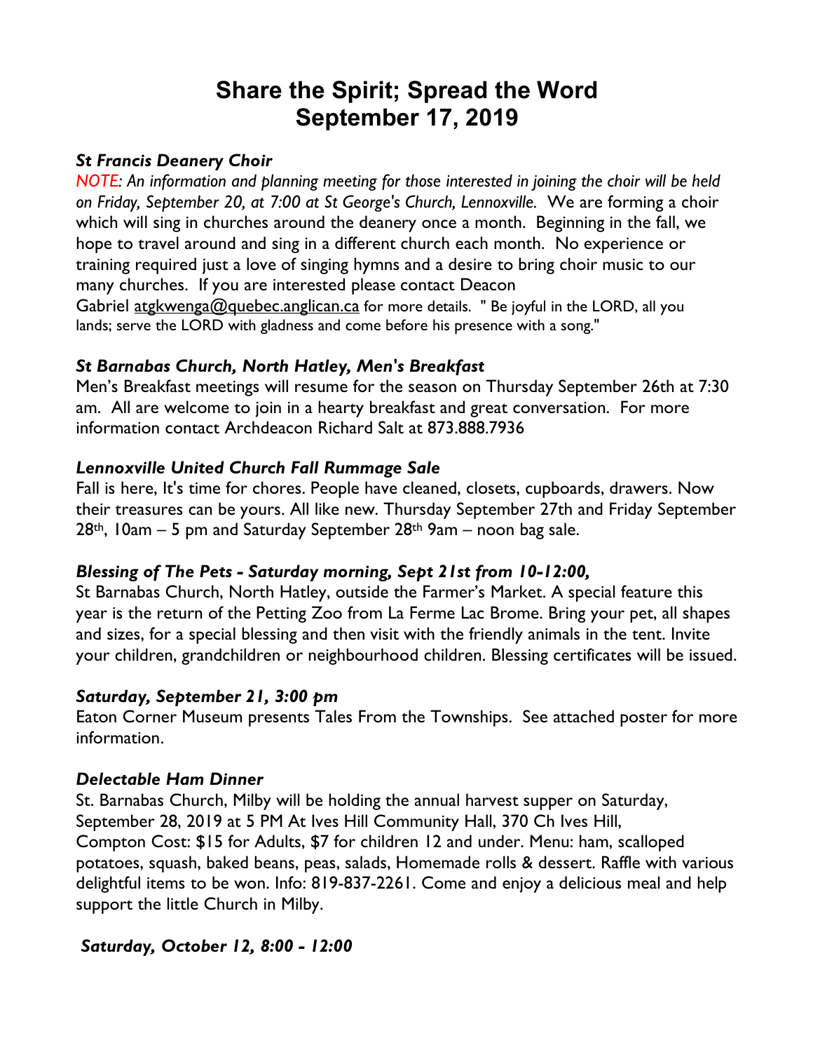# Share the Spirit; Spread the Word
# September 17, 2019

### *St Francis Deanery Choir*

*NOTE: An information and planning meeting for those interested in joining the choir will be held on Friday, September 20, at 7:00 at St George's Church, Lennoxville.* We are forming a choir which will sing in churches around the deanery once a month. Beginning in the fall, we hope to travel around and sing in a different church each month. No experience or training required just a love of singing hymns and a desire to bring choir music to our many churches. If you are interested please contact Deacon Gabriel atgkwenga@quebec.anglican.ca for more details. " Be joyful in the LORD, all you lands; serve the LORD with gladness and come before his presence with a song."

### *St Barnabas Church, North Hatley, Men's Breakfast*

Men's Breakfast meetings will resume for the season on Thursday September 26th at 7:30 am. All are welcome to join in a hearty breakfast and great conversation. For more information contact Archdeacon Richard Salt at 873.888.7936

### *Lennoxville United Church Fall Rummage Sale*

Fall is here, It's time for chores. People have cleaned, closets, cupboards, drawers. Now their treasures can be yours. All like new. Thursday September 27th and Friday September 28th, 10am – 5 pm and Saturday September 28th 9am – noon bag sale.

### *Blessing of The Pets - Saturday morning, Sept 21st from 10-12:00,*

St Barnabas Church, North Hatley, outside the Farmer's Market. A special feature this year is the return of the Petting Zoo from La Ferme Lac Brome. Bring your pet, all shapes and sizes, for a special blessing and then visit with the friendly animals in the tent. Invite your children, grandchildren or neighbourhood children. Blessing certificates will be issued.

### *Saturday, September 21, 3:00 pm*

Eaton Corner Museum presents Tales From the Townships. See attached poster for more information.

### *Delectable Ham Dinner*

St. Barnabas Church, Milby will be holding the annual harvest supper on Saturday, September 28, 2019 at 5 PM At Ives Hill Community Hall, 370 Ch Ives Hill, Compton Cost: $15 for Adults, $7 for children 12 and under. Menu: ham, scalloped potatoes, squash, baked beans, peas, salads, Homemade rolls & dessert. Raffle with various delightful items to be won. Info: 819-837-2261. Come and enjoy a delicious meal and help support the little Church in Milby.

### *Saturday, October 12, 8:00 - 12:00*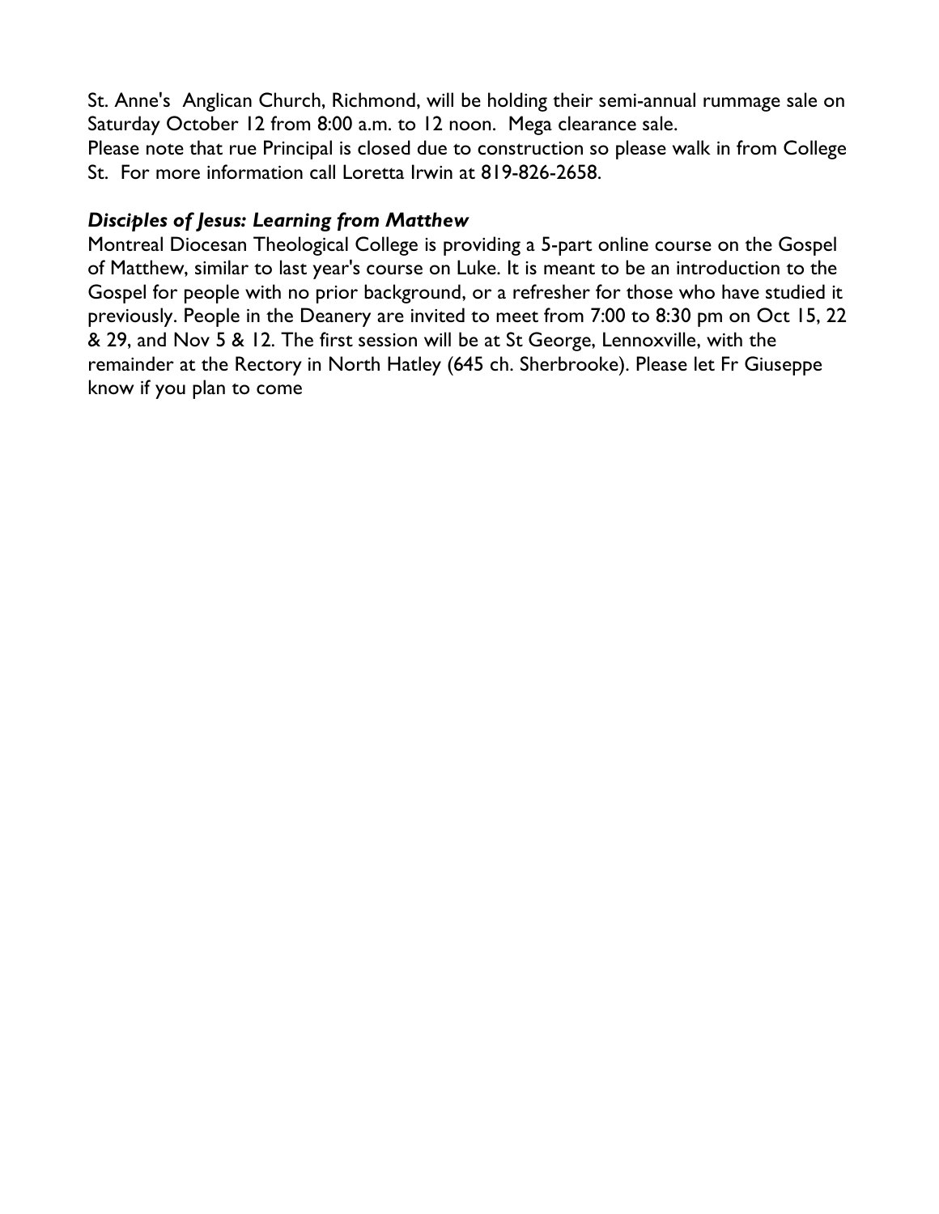St. Anne's Anglican Church, Richmond, will be holding their semi-annual rummage sale on Saturday October 12 from 8:00 a.m. to 12 noon. Mega clearance sale.
Please note that rue Principal is closed due to construction so please walk in from College St. For more information call Loretta Irwin at 819-826-2658.

***Disciples of Jesus: Learning from Matthew***

Montreal Diocesan Theological College is providing a 5-part online course on the Gospel of Matthew, similar to last year's course on Luke. It is meant to be an introduction to the Gospel for people with no prior background, or a refresher for those who have studied it previously. People in the Deanery are invited to meet from 7:00 to 8:30 pm on Oct 15, 22 & 29, and Nov 5 & 12. The first session will be at St George, Lennoxville, with the remainder at the Rectory in North Hatley (645 ch. Sherbrooke). Please let Fr Giuseppe know if you plan to come